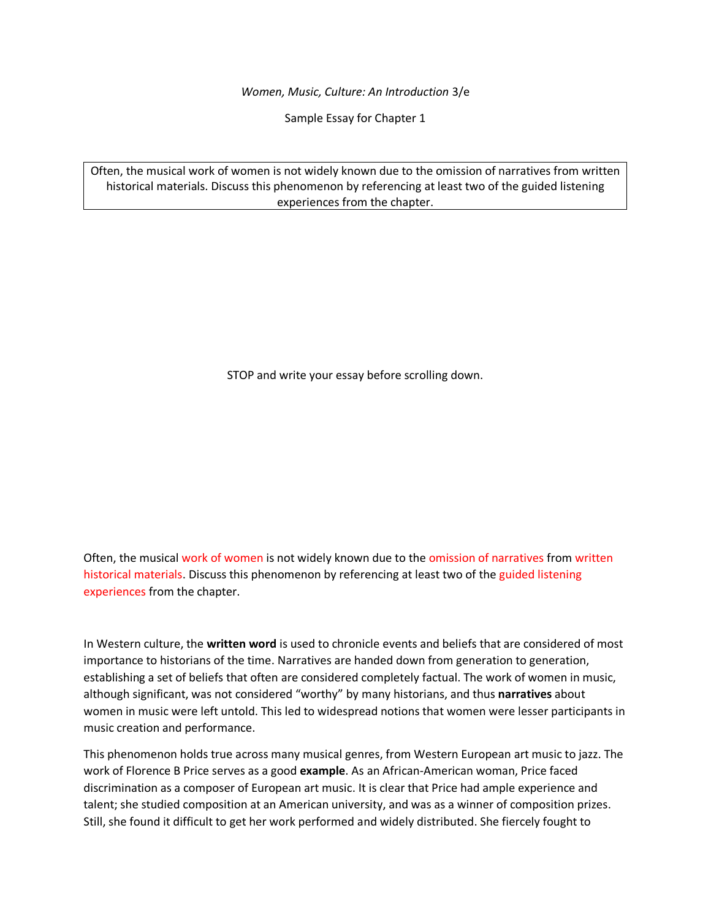*Women, Music, Culture: An Introduction* 3/e

Sample Essay for Chapter 1

| Often, the musical work of women is not widely known due to the omission of narratives from written historical materials. Discuss this phenomenon by referencing at least two of the guided listening experiences from the chapter. |
| --- |

STOP and write your essay before scrolling down.

Often, the musical work of women is not widely known due to the omission of narratives from written historical materials. Discuss this phenomenon by referencing at least two of the guided listening experiences from the chapter.

In Western culture, the **written word** is used to chronicle events and beliefs that are considered of most importance to historians of the time. Narratives are handed down from generation to generation, establishing a set of beliefs that often are considered completely factual. The work of women in music, although significant, was not considered "worthy" by many historians, and thus **narratives** about women in music were left untold. This led to widespread notions that women were lesser participants in music creation and performance.

This phenomenon holds true across many musical genres, from Western European art music to jazz. The work of Florence B Price serves as a good **example**. As an African-American woman, Price faced discrimination as a composer of European art music. It is clear that Price had ample experience and talent; she studied composition at an American university, and was as a winner of composition prizes. Still, she found it difficult to get her work performed and widely distributed. She fiercely fought to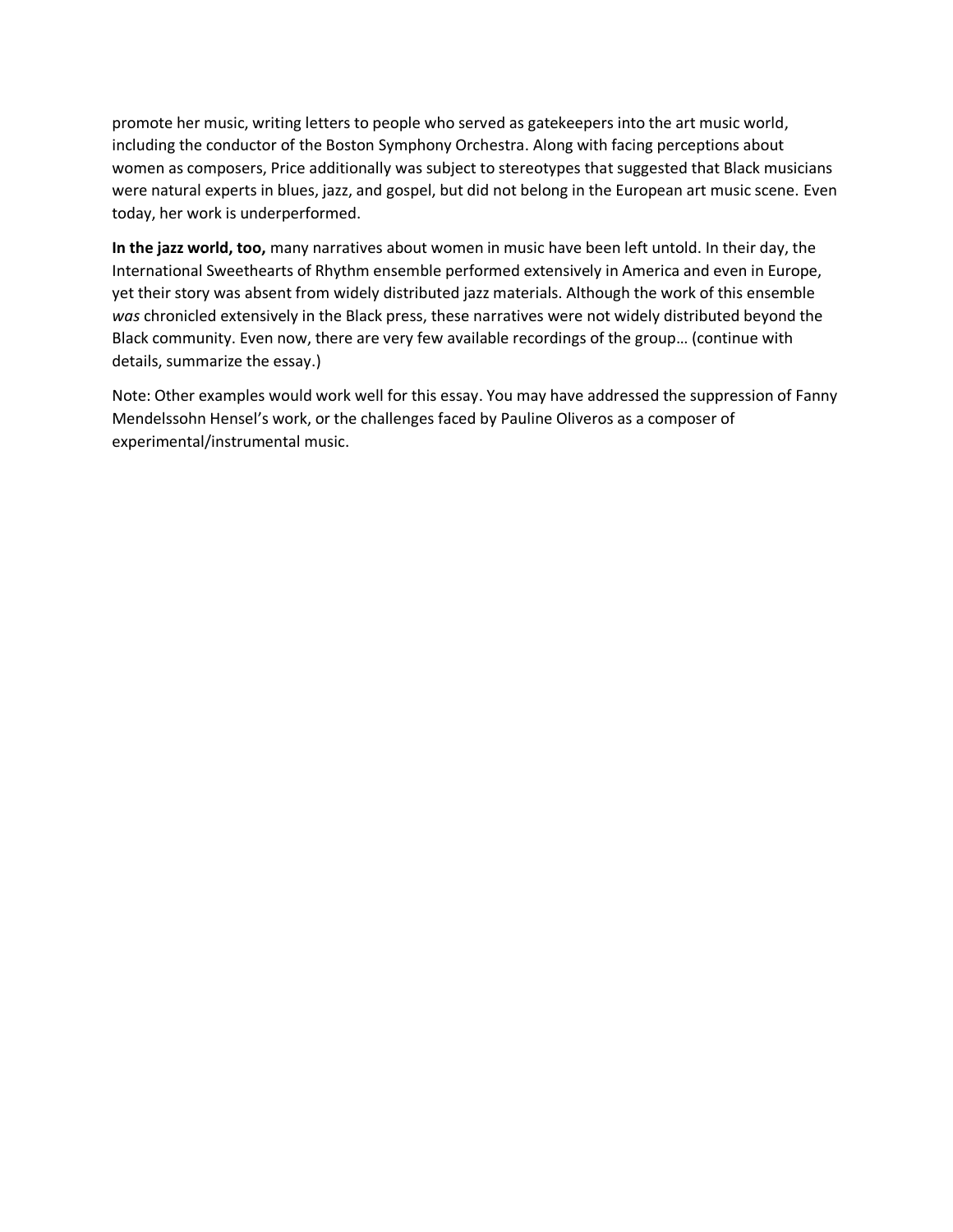promote her music, writing letters to people who served as gatekeepers into the art music world, including the conductor of the Boston Symphony Orchestra. Along with facing perceptions about women as composers, Price additionally was subject to stereotypes that suggested that Black musicians were natural experts in blues, jazz, and gospel, but did not belong in the European art music scene. Even today, her work is underperformed.

**In the jazz world, too,** many narratives about women in music have been left untold. In their day, the International Sweethearts of Rhythm ensemble performed extensively in America and even in Europe, yet their story was absent from widely distributed jazz materials. Although the work of this ensemble *was* chronicled extensively in the Black press, these narratives were not widely distributed beyond the Black community. Even now, there are very few available recordings of the group… (continue with details, summarize the essay.)

Note: Other examples would work well for this essay. You may have addressed the suppression of Fanny Mendelssohn Hensel's work, or the challenges faced by Pauline Oliveros as a composer of experimental/instrumental music.